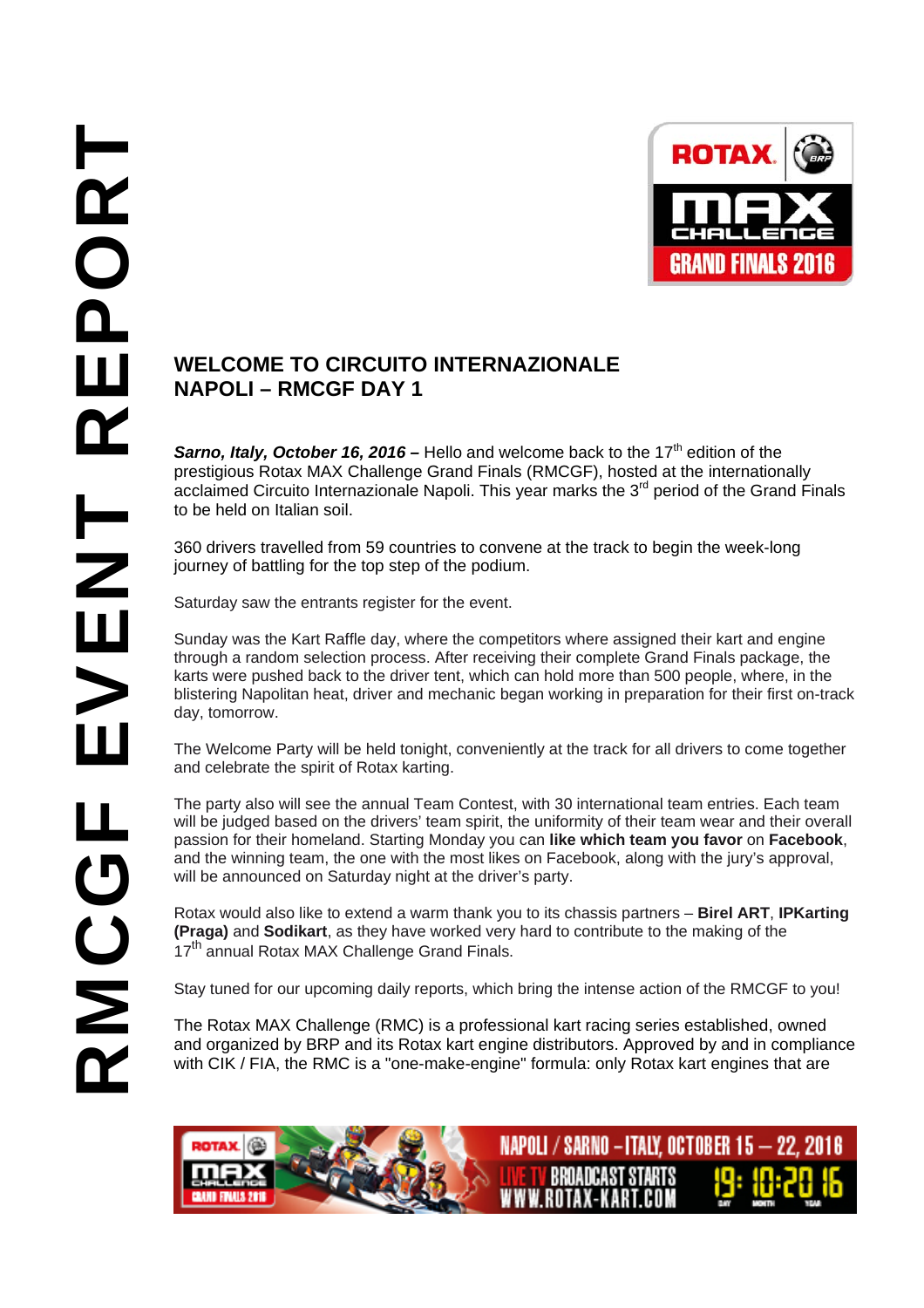# WELCOME TO CIRCUITO INTERNAZIONALE NAPOLI – RMCGF DAY 1

***Sarno, Italy, October 16, 2016 –*** Hello and welcome back to the 17th edition of the prestigious Rotax MAX Challenge Grand Finals (RMCGF), hosted at the internationally acclaimed Circuito Internazionale Napoli. This year marks the 3rd period of the Grand Finals to be held on Italian soil.

360 drivers travelled from 59 countries to convene at the track to begin the week-long journey of battling for the top step of the podium.

Saturday saw the entrants register for the event.

Sunday was the Kart Raffle day, where the competitors where assigned their kart and engine through a random selection process. After receiving their complete Grand Finals package, the karts were pushed back to the driver tent, which can hold more than 500 people, where, in the blistering Napolitan heat, driver and mechanic began working in preparation for their first on-track day, tomorrow.

The Welcome Party will be held tonight, conveniently at the track for all drivers to come together and celebrate the spirit of Rotax karting.

The party also will see the annual Team Contest, with 30 international team entries. Each team will be judged based on the drivers' team spirit, the uniformity of their team wear and their overall passion for their homeland. Starting Monday you can **like which team you favor** on **Facebook**, and the winning team, the one with the most likes on Facebook, along with the jury's approval, will be announced on Saturday night at the driver's party.

Rotax would also like to extend a warm thank you to its chassis partners – **Birel ART**, **IPKarting (Praga)** and **Sodikart**, as they have worked very hard to contribute to the making of the 17th annual Rotax MAX Challenge Grand Finals.

Stay tuned for our upcoming daily reports, which bring the intense action of the RMCGF to you!

The Rotax MAX Challenge (RMC) is a professional kart racing series established, owned and organized by BRP and its Rotax kart engine distributors. Approved by and in compliance with CIK / FIA, the RMC is a "one-make-engine" formula: only Rotax kart engines that are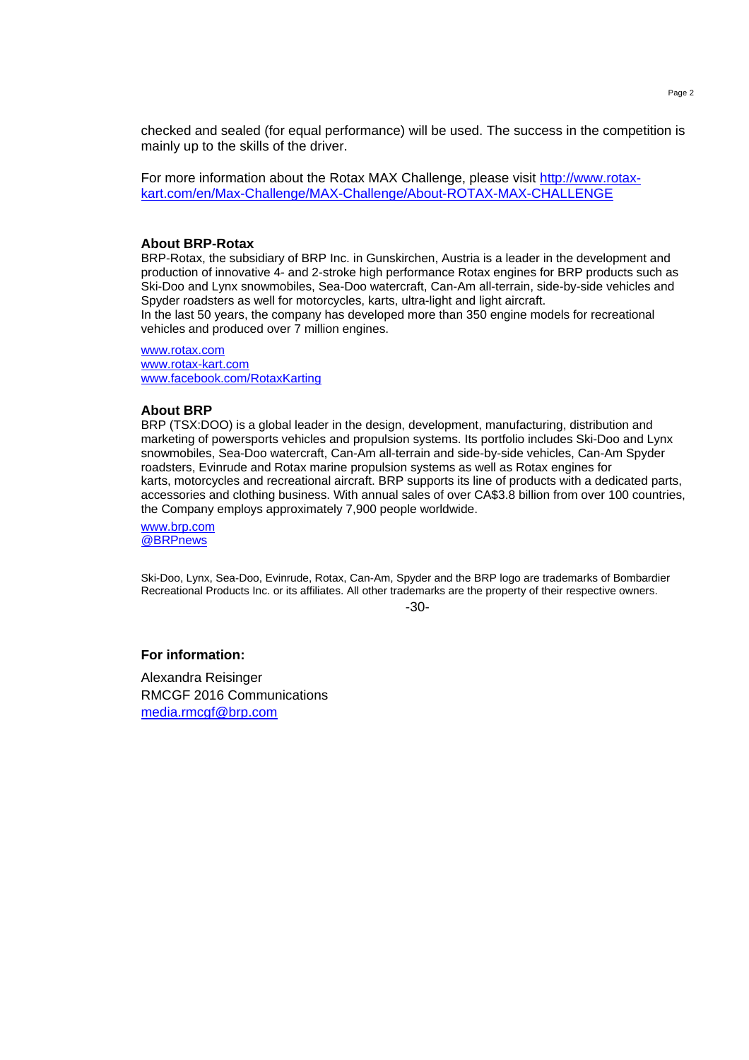checked and sealed (for equal performance) will be used. The success in the competition is mainly up to the skills of the driver.

For more information about the Rotax MAX Challenge, please visit http://www.rotax-kart.com/en/Max-Challenge/MAX-Challenge/About-ROTAX-MAX-CHALLENGE

### About BRP-Rotax

BRP-Rotax, the subsidiary of BRP Inc. in Gunskirchen, Austria is a leader in the development and production of innovative 4- and 2-stroke high performance Rotax engines for BRP products such as Ski-Doo and Lynx snowmobiles, Sea-Doo watercraft, Can-Am all-terrain, side-by-side vehicles and Spyder roadsters as well for motorcycles, karts, ultra-light and light aircraft.
In the last 50 years, the company has developed more than 350 engine models for recreational vehicles and produced over 7 million engines.

www.rotax.com
www.rotax-kart.com
www.facebook.com/RotaxKarting

### About BRP

BRP (TSX:DOO) is a global leader in the design, development, manufacturing, distribution and marketing of powersports vehicles and propulsion systems. Its portfolio includes Ski-Doo and Lynx snowmobiles, Sea-Doo watercraft, Can-Am all-terrain and side-by-side vehicles, Can-Am Spyder roadsters, Evinrude and Rotax marine propulsion systems as well as Rotax engines for karts, motorcycles and recreational aircraft. BRP supports its line of products with a dedicated parts, accessories and clothing business. With annual sales of over CA$3.8 billion from over 100 countries, the Company employs approximately 7,900 people worldwide.

www.brp.com
@BRPnews

Ski-Doo, Lynx, Sea-Doo, Evinrude, Rotax, Can-Am, Spyder and the BRP logo are trademarks of Bombardier Recreational Products Inc. or its affiliates. All other trademarks are the property of their respective owners.

-30-

**For information:**

Alexandra Reisinger
RMCGF 2016 Communications
media.rmcgf@brp.com